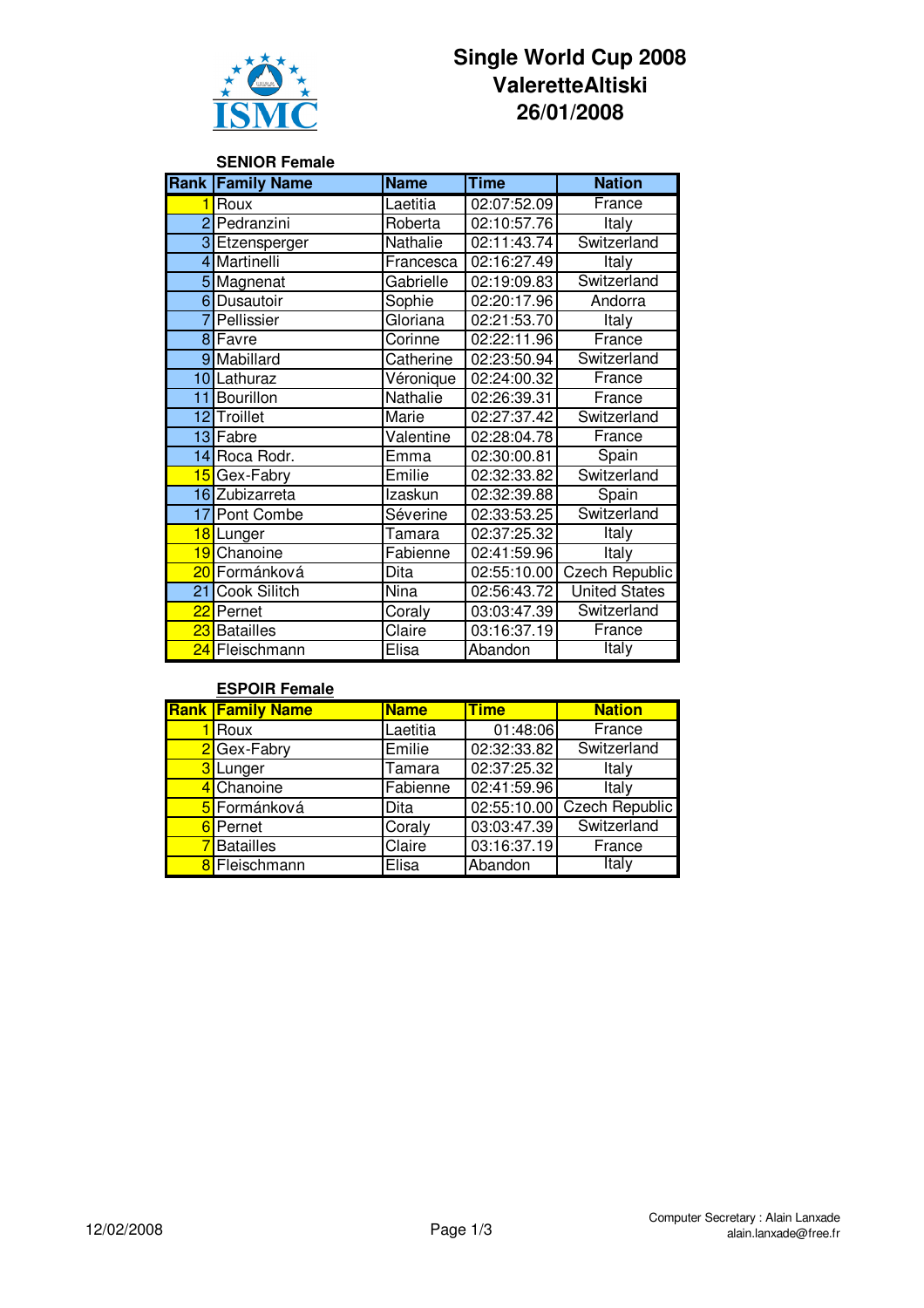# Single World Cup 2008
# ValeretteAltiski
# 26/01/2008

ISMC

### SENIOR Female

| Rank | Family Name | Name | Time | Nation |
|---|---|---|---|---|
| 1 | Roux | Laetitia | 02:07:52.09 | France |
| 2 | Pedranzini | Roberta | 02:10:57.76 | Italy |
| 3 | Etzensperger | Nathalie | 02:11:43.74 | Switzerland |
| 4 | Martinelli | Francesca | 02:16:27.49 | Italy |
| 5 | Magnenat | Gabrielle | 02:19:09.83 | Switzerland |
| 6 | Dusautoir | Sophie | 02:20:17.96 | Andorra |
| 7 | Pellissier | Gloriana | 02:21:53.70 | Italy |
| 8 | Favre | Corinne | 02:22:11.96 | France |
| 9 | Mabillard | Catherine | 02:23:50.94 | Switzerland |
| 10 | Lathuraz | Véronique | 02:24:00.32 | France |
| 11 | Bourillon | Nathalie | 02:26:39.31 | France |
| 12 | Troillet | Marie | 02:27:37.42 | Switzerland |
| 13 | Fabre | Valentine | 02:28:04.78 | France |
| 14 | Roca Rodr. | Emma | 02:30:00.81 | Spain |
| 15 | Gex-Fabry | Emilie | 02:32:33.82 | Switzerland |
| 16 | Zubizarreta | Izaskun | 02:32:39.88 | Spain |
| 17 | Pont Combe | Séverine | 02:33:53.25 | Switzerland |
| 18 | Lunger | Tamara | 02:37:25.32 | Italy |
| 19 | Chanoine | Fabienne | 02:41:59.96 | Italy |
| 20 | Formánková | Dita | 02:55:10.00 | Czech Republic |
| 21 | Cook Silitch | Nina | 02:56:43.72 | United States |
| 22 | Pernet | Coraly | 03:03:47.39 | Switzerland |
| 23 | Batailles | Claire | 03:16:37.19 | France |
| 24 | Fleischmann | Elisa | Abandon | Italy |

### ESPOIR Female

| Rank | Family Name | Name | Time | Nation |
|---|---|---|---|---|
| 1 | Roux | Laetitia | 01:48:06 | France |
| 2 | Gex-Fabry | Emilie | 02:32:33.82 | Switzerland |
| 3 | Lunger | Tamara | 02:37:25.32 | Italy |
| 4 | Chanoine | Fabienne | 02:41:59.96 | Italy |
| 5 | Formánková | Dita | 02:55:10.00 | Czech Republic |
| 6 | Pernet | Coraly | 03:03:47.39 | Switzerland |
| 7 | Batailles | Claire | 03:16:37.19 | France |
| 8 | Fleischmann | Elisa | Abandon | Italy |

12/02/2008

Computer Secretary : Alain Lanxade
alain.lanxade@free.fr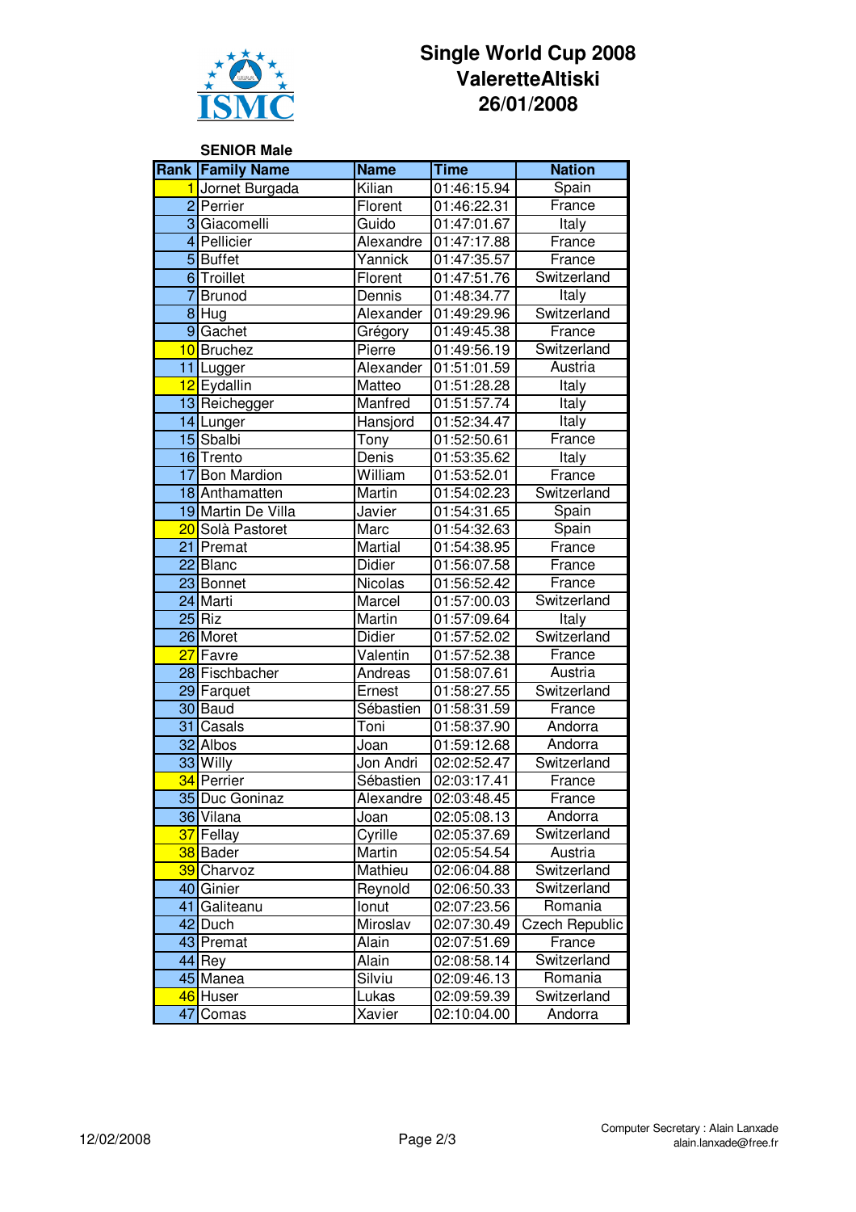# Single World Cup 2008
## ValeretteAltiski
## 26/01/2008

**SENIOR Male**

| Rank | Family Name | Name | Time | Nation |
|---|---|---|---|---|
| 1 | Jornet Burgada | Kilian | 01:46:15.94 | Spain |
| 2 | Perrier | Florent | 01:46:22.31 | France |
| 3 | Giacomelli | Guido | 01:47:01.67 | Italy |
| 4 | Pellicier | Alexandre | 01:47:17.88 | France |
| 5 | Buffet | Yannick | 01:47:35.57 | France |
| 6 | Troillet | Florent | 01:47:51.76 | Switzerland |
| 7 | Brunod | Dennis | 01:48:34.77 | Italy |
| 8 | Hug | Alexander | 01:49:29.96 | Switzerland |
| 9 | Gachet | Grégory | 01:49:45.38 | France |
| 10 | Bruchez | Pierre | 01:49:56.19 | Switzerland |
| 11 | Lugger | Alexander | 01:51:01.59 | Austria |
| 12 | Eydallin | Matteo | 01:51:28.28 | Italy |
| 13 | Reichegger | Manfred | 01:51:57.74 | Italy |
| 14 | Lunger | Hansjord | 01:52:34.47 | Italy |
| 15 | Sbalbi | Tony | 01:52:50.61 | France |
| 16 | Trento | Denis | 01:53:35.62 | Italy |
| 17 | Bon Mardion | William | 01:53:52.01 | France |
| 18 | Anthamatten | Martin | 01:54:02.23 | Switzerland |
| 19 | Martin De Villa | Javier | 01:54:31.65 | Spain |
| 20 | Solà Pastoret | Marc | 01:54:32.63 | Spain |
| 21 | Premat | Martial | 01:54:38.95 | France |
| 22 | Blanc | Didier | 01:56:07.58 | France |
| 23 | Bonnet | Nicolas | 01:56:52.42 | France |
| 24 | Marti | Marcel | 01:57:00.03 | Switzerland |
| 25 | Riz | Martin | 01:57:09.64 | Italy |
| 26 | Moret | Didier | 01:57:52.02 | Switzerland |
| 27 | Favre | Valentin | 01:57:52.38 | France |
| 28 | Fischbacher | Andreas | 01:58:07.61 | Austria |
| 29 | Farquet | Ernest | 01:58:27.55 | Switzerland |
| 30 | Baud | Sébastien | 01:58:31.59 | France |
| 31 | Casals | Toni | 01:58:37.90 | Andorra |
| 32 | Albos | Joan | 01:59:12.68 | Andorra |
| 33 | Willy | Jon Andri | 02:02:52.47 | Switzerland |
| 34 | Perrier | Sébastien | 02:03:17.41 | France |
| 35 | Duc Goninaz | Alexandre | 02:03:48.45 | France |
| 36 | Vilana | Joan | 02:05:08.13 | Andorra |
| 37 | Fellay | Cyrille | 02:05:37.69 | Switzerland |
| 38 | Bader | Martin | 02:05:54.54 | Austria |
| 39 | Charvoz | Mathieu | 02:06:04.88 | Switzerland |
| 40 | Ginier | Reynold | 02:06:50.33 | Switzerland |
| 41 | Galiteanu | Ionut | 02:07:23.56 | Romania |
| 42 | Duch | Miroslav | 02:07:30.49 | Czech Republic |
| 43 | Premat | Alain | 02:07:51.69 | France |
| 44 | Rey | Alain | 02:08:58.14 | Switzerland |
| 45 | Manea | Silviu | 02:09:46.13 | Romania |
| 46 | Huser | Lukas | 02:09:59.39 | Switzerland |
| 47 | Comas | Xavier | 02:10:04.00 | Andorra |

12/02/2008

Computer Secretary : Alain Lanxade
alain.lanxade@free.fr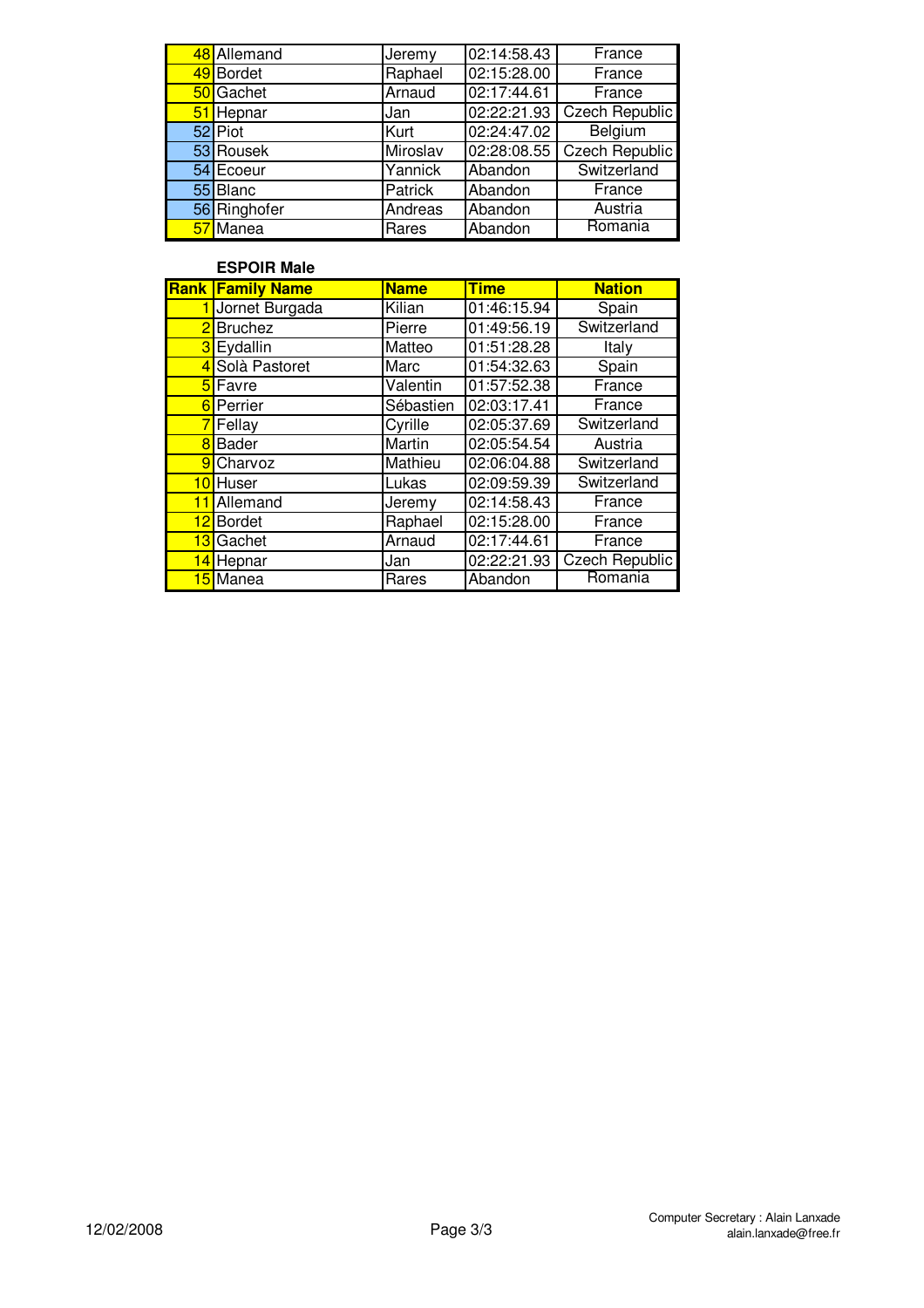| | | | | |
|---|---|---|---|---|
| 48 | Allemand | Jeremy | 02:14:58.43 | France |
| 49 | Bordet | Raphael | 02:15:28.00 | France |
| 50 | Gachet | Arnaud | 02:17:44.61 | France |
| 51 | Hepnar | Jan | 02:22:21.93 | Czech Republic |
| 52 | Piot | Kurt | 02:24:47.02 | Belgium |
| 53 | Rousek | Miroslav | 02:28:08.55 | Czech Republic |
| 54 | Ecoeur | Yannick | Abandon | Switzerland |
| 55 | Blanc | Patrick | Abandon | France |
| 56 | Ringhofer | Andreas | Abandon | Austria |
| 57 | Manea | Rares | Abandon | Romania |

**ESPOIR Male**

| Rank | Family Name | Name | Time | Nation |
|---|---|---|---|---|
| 1 | Jornet Burgada | Kilian | 01:46:15.94 | Spain |
| 2 | Bruchez | Pierre | 01:49:56.19 | Switzerland |
| 3 | Eydallin | Matteo | 01:51:28.28 | Italy |
| 4 | Solà Pastoret | Marc | 01:54:32.63 | Spain |
| 5 | Favre | Valentin | 01:57:52.38 | France |
| 6 | Perrier | Sébastien | 02:03:17.41 | France |
| 7 | Fellay | Cyrille | 02:05:37.69 | Switzerland |
| 8 | Bader | Martin | 02:05:54.54 | Austria |
| 9 | Charvoz | Mathieu | 02:06:04.88 | Switzerland |
| 10 | Huser | Lukas | 02:09:59.39 | Switzerland |
| 11 | Allemand | Jeremy | 02:14:58.43 | France |
| 12 | Bordet | Raphael | 02:15:28.00 | France |
| 13 | Gachet | Arnaud | 02:17:44.61 | France |
| 14 | Hepnar | Jan | 02:22:21.93 | Czech Republic |
| 15 | Manea | Rares | Abandon | Romania |

12/02/2008

Computer Secretary : Alain Lanxade
alain.lanxade@free.fr